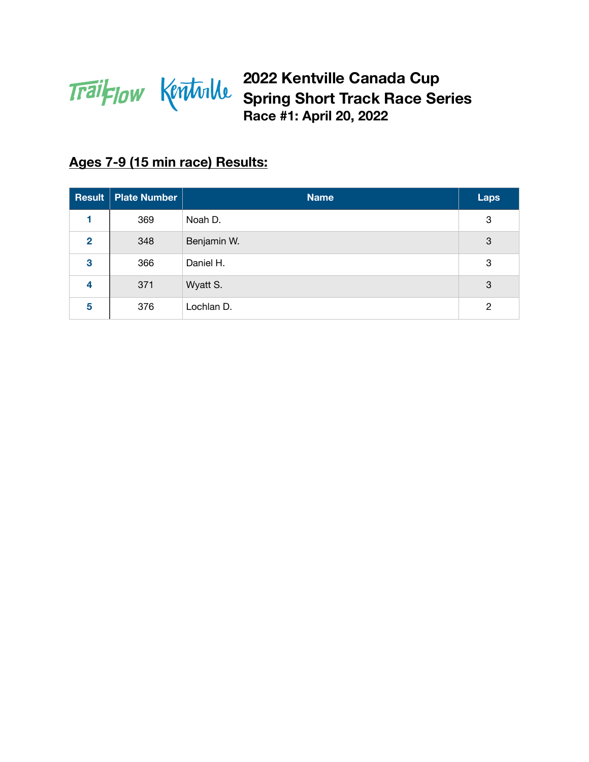# 2022 Kentville Canada Cup Spring Short Track Race Series

## Race #1: April 20, 2022

## Ages 7-9 (15 min race) Results:

| Result | Plate Number | Name | Laps |
|---|---|---|---|
| 1 | 369 | Noah D. | 3 |
| 2 | 348 | Benjamin W. | 3 |
| 3 | 366 | Daniel H. | 3 |
| 4 | 371 | Wyatt S. | 3 |
| 5 | 376 | Lochlan D. | 2 |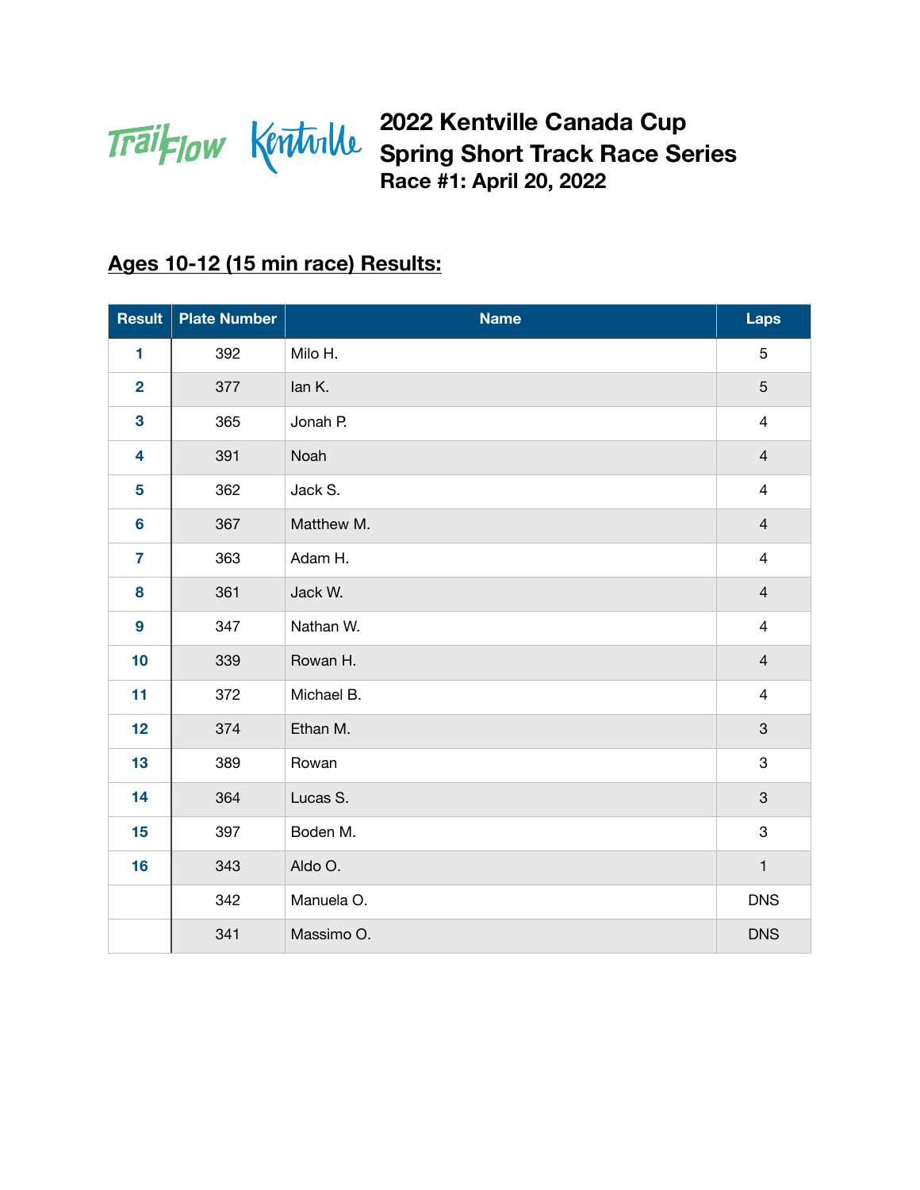# 2022 Kentville Canada Cup Spring Short Track Race Series

## Race #1: April 20, 2022

### Ages 10-12 (15 min race) Results:

| Result | Plate Number | Name | Laps |
|---|---|---|---|
| 1 | 392 | Milo H. | 5 |
| 2 | 377 | Ian K. | 5 |
| 3 | 365 | Jonah P. | 4 |
| 4 | 391 | Noah | 4 |
| 5 | 362 | Jack S. | 4 |
| 6 | 367 | Matthew M. | 4 |
| 7 | 363 | Adam H. | 4 |
| 8 | 361 | Jack W. | 4 |
| 9 | 347 | Nathan W. | 4 |
| 10 | 339 | Rowan H. | 4 |
| 11 | 372 | Michael B. | 4 |
| 12 | 374 | Ethan M. | 3 |
| 13 | 389 | Rowan | 3 |
| 14 | 364 | Lucas S. | 3 |
| 15 | 397 | Boden M. | 3 |
| 16 | 343 | Aldo O. | 1 |
| | 342 | Manuela O. | DNS |
| | 341 | Massimo O. | DNS |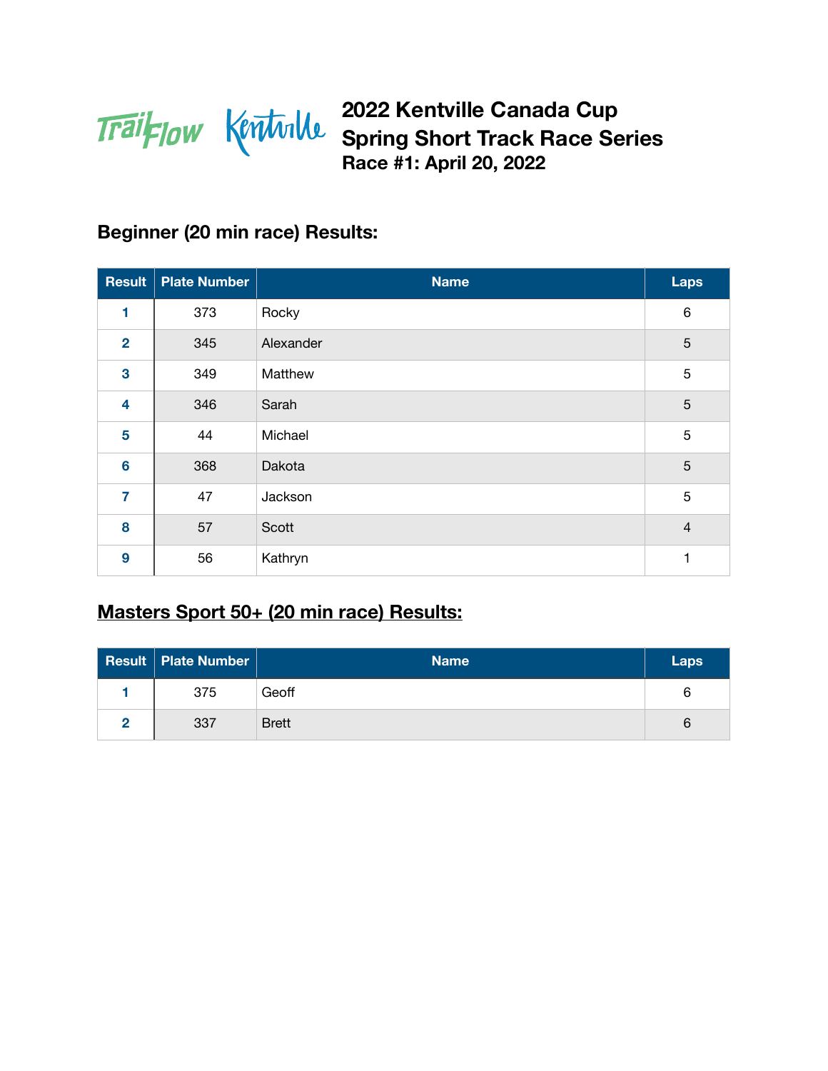TrailFlow Kentville

# 2022 Kentville Canada Cup Spring Short Track Race Series
## Race #1: April 20, 2022

### Beginner (20 min race) Results:

| Result | Plate Number | Name | Laps |
|---|---|---|---|
| 1 | 373 | Rocky | 6 |
| 2 | 345 | Alexander | 5 |
| 3 | 349 | Matthew | 5 |
| 4 | 346 | Sarah | 5 |
| 5 | 44 | Michael | 5 |
| 6 | 368 | Dakota | 5 |
| 7 | 47 | Jackson | 5 |
| 8 | 57 | Scott | 4 |
| 9 | 56 | Kathryn | 1 |

### Masters Sport 50+ (20 min race) Results:

| Result | Plate Number | Name | Laps |
|---|---|---|---|
| 1 | 375 | Geoff | 6 |
| 2 | 337 | Brett | 6 |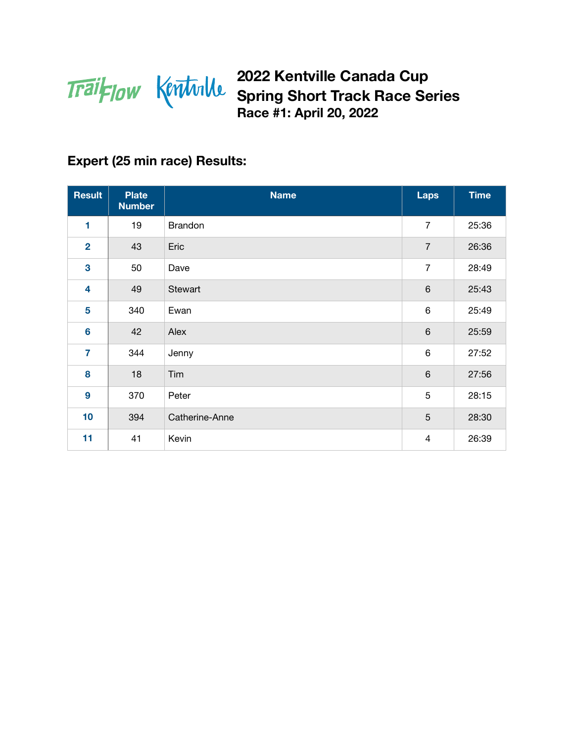# 2022 Kentville Canada Cup Spring Short Track Race Series

## Race #1: April 20, 2022

### Expert (25 min race) Results:

| Result | Plate Number | Name | Laps | Time |
|---|---|---|---|---|
| 1 | 19 | Brandon | 7 | 25:36 |
| 2 | 43 | Eric | 7 | 26:36 |
| 3 | 50 | Dave | 7 | 28:49 |
| 4 | 49 | Stewart | 6 | 25:43 |
| 5 | 340 | Ewan | 6 | 25:49 |
| 6 | 42 | Alex | 6 | 25:59 |
| 7 | 344 | Jenny | 6 | 27:52 |
| 8 | 18 | Tim | 6 | 27:56 |
| 9 | 370 | Peter | 5 | 28:15 |
| 10 | 394 | Catherine-Anne | 5 | 28:30 |
| 11 | 41 | Kevin | 4 | 26:39 |